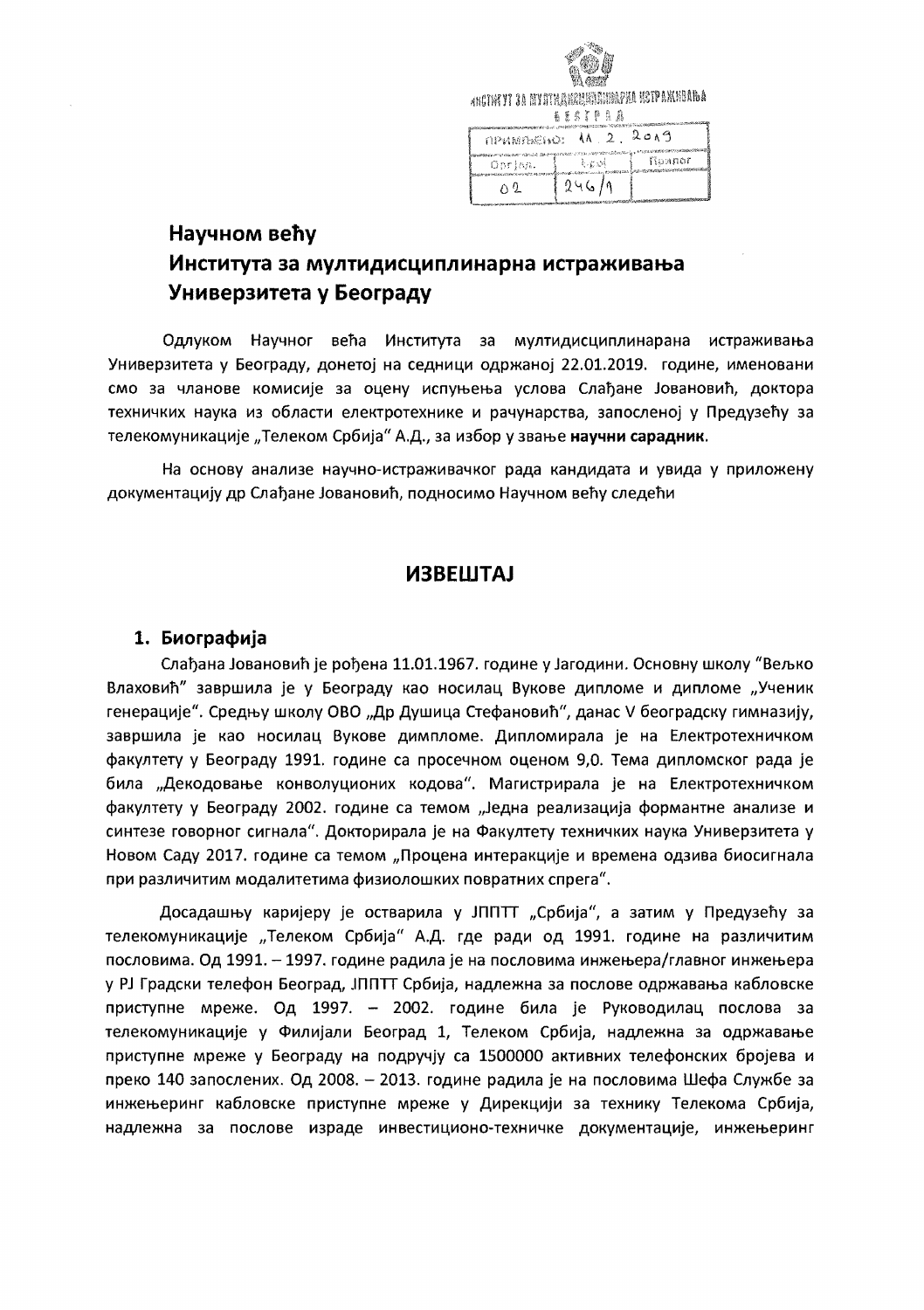ИНСТИТУТ ЗА МУЛТИДИСЦИПЛИНАРНА ИСТРАЖИВАЊА
БЕОГРАД

| ПРИМЉЕНО: 11. 2. 2019 | | |
|---|---|---|
| Орг.јед. | Број | Прилог |
| 02 | 246/1 | |

# Научном већу
# Института за мултидисциплинарна истраживања
# Универзитета у Београду

Одлуком Научног већа Института за мултидисциплинарана истраживања Универзитета у Београду, донетој на седници одржаној 22.01.2019. године, именовани смо за чланове комисије за оцену испуњења услова Слађане Јовановић, доктора техничких наука из области електротехнике и рачунарства, запосленој у Предузећу за телекомуникације „Телеком Србија" А.Д., за избор у звање **научни сарадник**.

На основу анализе научно-истраживачког рада кандидата и увида у приложену документацију др Слађане Јовановић, подносимо Научном већу следећи

## ИЗВЕШТАЈ

### 1. Биографија

Слађана Јовановић је рођена 11.01.1967. године у Јагодини. Основну школу "Вељко Влаховић" завршила је у Београду као носилац Вукове дипломе и дипломе „Ученик генерације". Средњу школу ОВО „Др Душица Стефановић", данас V београдску гимназију, завршила је као носилац Вукове димпломе. Дипломирала је на Електротехничком факултету у Београду 1991. године са просечном оценом 9,0. Тема дипломског рада је била „Декодовање конволуционих кодова". Магистрирала је на Електротехничком факултету у Београду 2002. године са темом „Једна реализација формантне анализе и синтезе говорног сигнала". Докторирала је на Факултету техничких наука Универзитета у Новом Саду 2017. године са темом „Процена интеракције и времена одзива биосигнала при различитим модалитетима физиолошких повратних спрега".

Досадашњу каријеру је остварила у ЈППТТ „Србија", а затим у Предузећу за телекомуникације „Телеком Србија" А.Д. где ради од 1991. године на различитим пословима. Од 1991. – 1997. године радила је на пословима инжењера/главног инжењера у РЈ Градски телефон Београд, ЈППТТ Србија, надлежна за послове одржавања кабловске приступне мреже. Од 1997. – 2002. године била је Руководилац послова за телекомуникације у Филијали Београд 1, Телеком Србија, надлежна за одржавање приступне мреже у Београду на подручју са 1500000 активних телефонских бројева и преко 140 запослених. Од 2008. – 2013. године радила је на пословима Шефа Службе за инжењеринг кабловске приступне мреже у Дирекцији за технику Телекома Србија, надлежна за послове израде инвестиционо-техничке документације, инжењеринг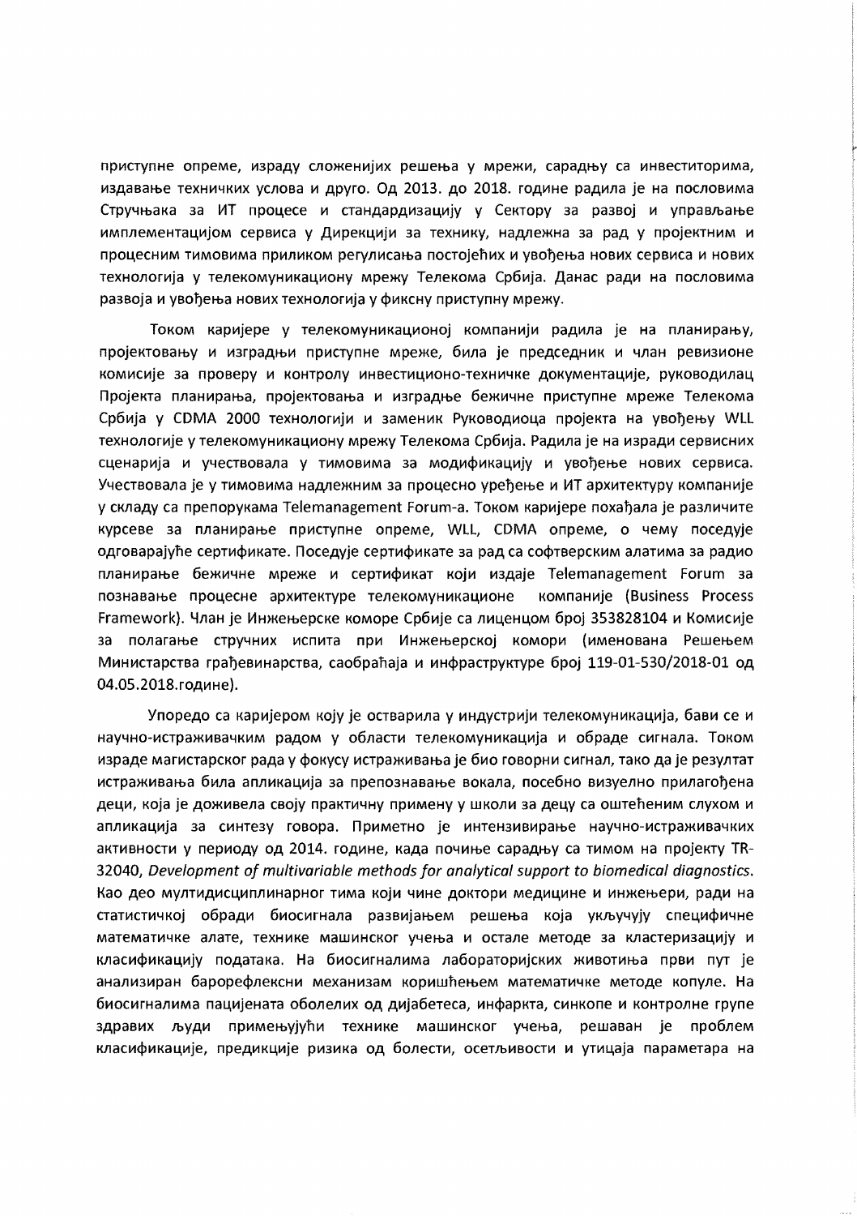приступне опреме, израду сложенијих решења у мрежи, сарадњу са инвеститорима, издавање техничких услова и друго. Од 2013. до 2018. године радила је на пословима Стручњака за ИТ процесе и стандардизацију у Сектору за развој и управљање имплементацијом сервиса у Дирекцији за технику, надлежна за рад у пројектним и процесним тимовима приликом регулисања постојећих и увођења нових сервиса и нових технологија у телекомуникациону мрежу Телекома Србија. Данас ради на пословима развоја и увођења нових технологија у фиксну приступну мрежу.

Током каријере у телекомуникационој компанији радила је на планирању, пројектовању и изградњи приступне мреже, била је председник и члан ревизионе комисије за проверу и контролу инвестиционо-техничке документације, руководилац Пројекта планирања, пројектовања и изградње бежичне приступне мреже Телекома Србија у CDMA 2000 технологији и заменик Руководиоца пројекта на увођењу WLL технологије у телекомуникациону мрежу Телекома Србија. Радила је на изради сервисних сценарија и учествовала у тимовима за модификацију и увођење нових сервиса. Учествовала је у тимовима надлежним за процесно уређење и ИТ архитектуру компаније у складу са препорукама Telemanagement Forum-а. Током каријере похађала је различите курсеве за планирање приступне опреме, WLL, CDMA опреме, о чему поседује одговарајуће сертификате. Поседује сертификате за рад са софтверским алатима за радио планирање бежичне мреже и сертификат који издаје Telemanagement Forum за познавање процесне архитектуре телекомуникационе компаније (Business Process Framework). Члан је Инжењерске коморе Србије са лиценцом број 353828104 и Комисије за полагање стручних испита при Инжењерској комори (именована Решењем Министарства грађевинарства, саобраћаја и инфраструктуре број 119-01-530/2018-01 од 04.05.2018.године).

Упоредо са каријером коју је остварила у индустрији телекомуникација, бави се и научно-истраживачким радом у области телекомуникација и обраде сигнала. Током израде магистарског рада у фокусу истраживања је био говорни сигнал, тако да је резултат истраживања била апликација за препознавање вокала, посебно визуелно прилагођена деци, која је доживела своју практичну примену у школи за децу са оштећеним слухом и апликација за синтезу говора. Приметно је интензивирање научно-истраживачких активности у периоду од 2014. године, када почиње сарадњу са тимом на пројекту TR-32040, *Development of multivariable methods for analytical support to biomedical diagnostics*. Као део мултидисциплинарног тима који чине доктори медицине и инжењери, ради на статистичкој обради биосигнала развијањем решења која укључују специфичне математичке алате, технике машинског учења и остале методе за кластеризацију и класификацију података. На биосигналима лабораторијских животиња први пут је анализиран барорефлексни механизам коришћењем математичке методе копуле. На биосигналима пацијената оболелих од дијабетеса, инфаркта, синкопе и контролне групе здравих људи примењујући технике машинског учења, решаван је проблем класификације, предикције ризика од болести, осетљивости и утицаја параметара на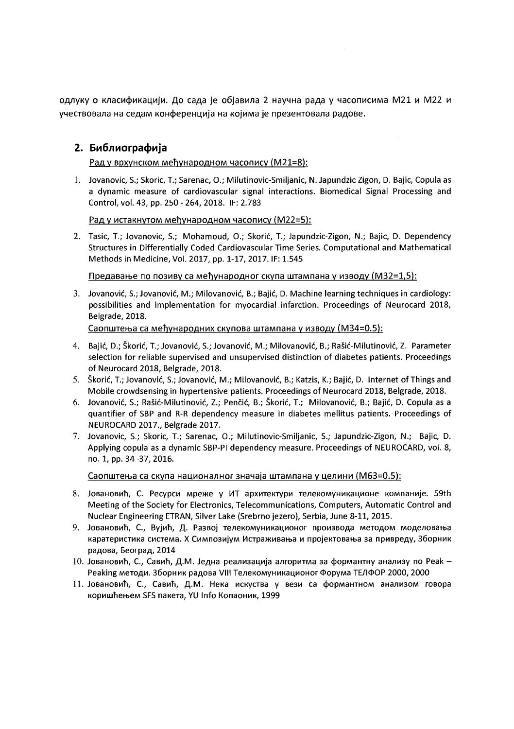одлуку о класификацији. До сада је објавила 2 научна рада у часописима М21 и М22 и учествовала на седам конференција на којима је презентовала радове.

## 2. Библиографија

Рад у врхунском међународном часопису (М21=8):

1. Jovanovic, S.; Skoric, T.; Sarenac, O.; Milutinovic-Smiljanic, N. Japundzic Zigon, D. Bajic, Copula as a dynamic measure of cardiovascular signal interactions. Biomedical Signal Processing and Control, vol. 43, pp. 250 - 264, 2018. IF: 2.783

Рад у истакнутом међународном часопису (М22=5):

2. Tasic, T.; Jovanovic, S.; Mohamoud, O.; Skorić, T.; Japundzic-Zigon, N.; Bajic, D. Dependency Structures in Differentially Coded Cardiovascular Time Series. Computational and Mathematical Methods in Medicine, Vol. 2017, pp. 1-17, 2017. IF: 1.545

Предавање по позиву са међународног скупа штампана у изводу (М32=1,5):

3. Jovanović, S.; Jovanović, M.; Milovanović, B.; Bajić, D. Machine learning techniques in cardiology: possibilities and implementation for myocardial infarction. Proceedings of Neurocard 2018, Belgrade, 2018.

Саопштења са међународних скупова штампана у изводу (М34=0.5):

4. Bajić, D.; Škorić, T.; Jovanović, S.; Jovanović, M.; Milovanović, B.; Rašić-Milutinović, Z. Parameter selection for reliable supervised and unsupervised distinction of diabetes patients. Proceedings of Neurocard 2018, Belgrade, 2018.
5. Škorić, T.; Jovanović, S.; Jovanović, M.; Milovanović, B.; Katzis, K.; Bajić, D. Internet of Things and Mobile crowdsensing in hypertensive patients. Proceedings of Neurocard 2018, Belgrade, 2018.
6. Jovanović, S.; Rašić-Milutinović, Z.; Penčić, B.; Škorić, T.; Milovanović, B.; Bajić, D. Copula as a quantifier of SBP and R-R dependency measure in diabetes mellitus patients. Proceedings of NEUROCARD 2017., Belgrade 2017.
7. Jovanovic, S.; Skoric, T.; Sarenac, O.; Milutinovic-Smiljanic, S.; Japundzic-Zigon, N.; Bajic, D. Applying copula as a dynamic SBP-PI dependency measure. Proceedings of NEUROCARD, vol. 8, no. 1, pp. 34–37, 2016.

Саопштења са скупа националног значаја штампана у целини (М63=0.5):

8. Јовановић, С. Ресурси мреже у ИТ архитектури телекомуникационе компаније. 59th Meeting of the Society for Electronics, Telecommunications, Computers, Automatic Control and Nuclear Engineering ETRAN, Silver Lake (Srebrno jezero), Serbia, June 8-11, 2015.
9. Јовановић, С., Вујић, Д. Развој телекомуникационог производа методом моделовања каратеристика система. X Симпозијум Истраживања и пројектовања за привреду, Зборник радова, Београд, 2014
10. Јовановић, С., Савић, Д.М. Једна реализација алгоритма за формантну анализу по Peak – Peaking методи. Зборник радова VIII Телекомуникационог Форума ТЕЛФОР 2000, 2000
11. Јовановић, С., Савић, Д.М. Нека искуства у вези са формантном анализом говора коришћењем SFS пакета, YU Info Копаоник, 1999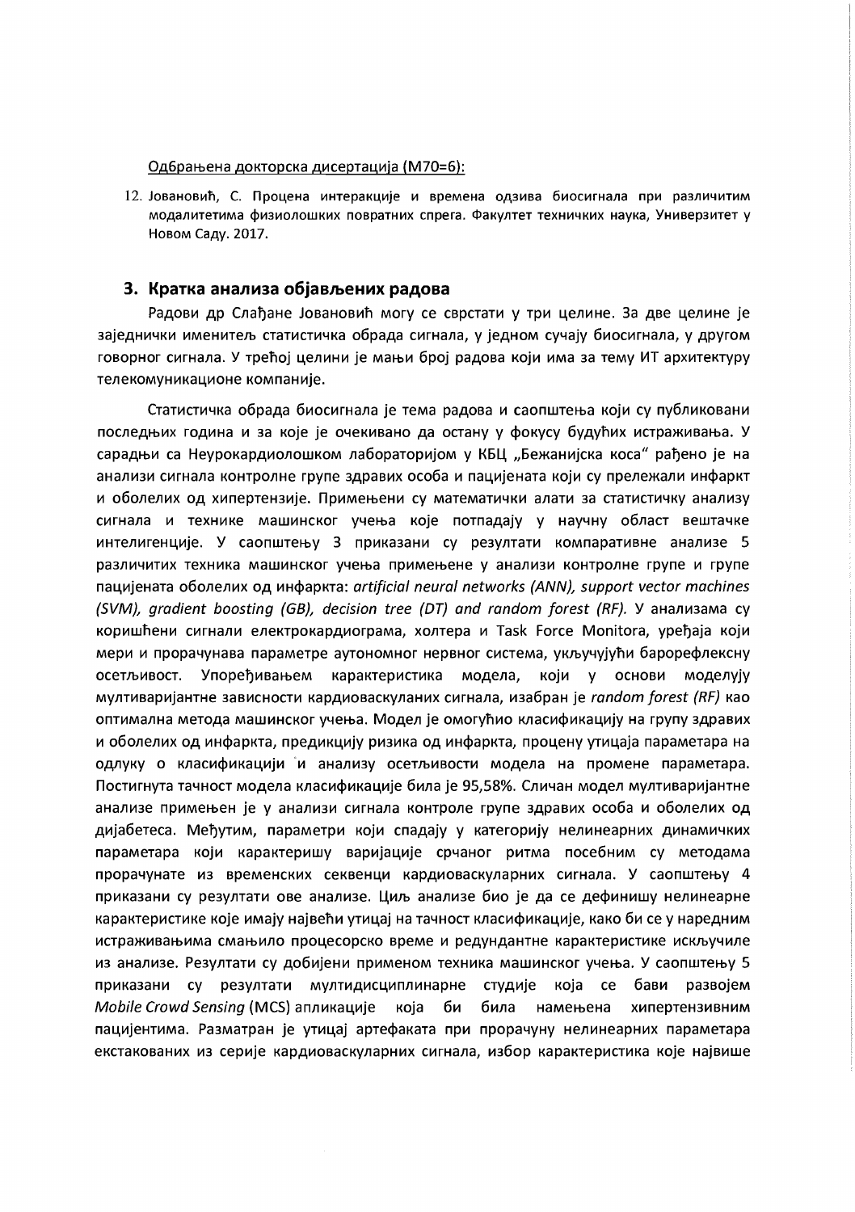Одбрањена докторска дисертација (М70=6):

12. Јовановић, С. Процена интеракције и времена одзива биосигнала при различитим модалитетима физиолошких повратних спрега. Факултет техничких наука, Универзитет у Новом Саду. 2017.

## 3. Кратка анализа објављених радова

Радови др Слађане Јовановић могу се сврстати у три целине. За две целине је заједнички именитељ статистичка обрада сигнала, у једном сучају биосигнала, у другом говорног сигнала. У трећој целини је мањи број радова који има за тему ИТ архитектуру телекомуникационе компаније.

Статистичка обрада биосигнала је тема радова и саопштења који су публиковани последњих година и за које је очекивано да остану у фокусу будућих истраживања. У сарадњи са Неурокардиолошком лабораторијом у КБЦ „Бежанијска коса" рађено је на анализи сигнала контролне групе здравих особа и пацијената који су прележали инфаркт и оболелих од хипертензије. Примењени су математички алати за статистичку анализу сигнала и технике машинског учења које потпадају у научну област вештачке интелигенције. У саопштењу 3 приказани су резултати компаративне анализе 5 различитих техника машинског учења примењене у анализи контролне групе и групе пацијената оболелих од инфаркта: *artificial neural networks (ANN), support vector machines (SVM), gradient boosting (GB), decision tree (DT) and random forest (RF).* У анализама су коришћени сигнали електрокардиограма, холтера и Task Force Monitora, уређаја који мери и прорачунава параметре аутономног нервног система, укључујући барорефлексну осетљивост. Упоређивањем карактеристика модела, који у основи моделују мултиваријантне зависности кардиоваскуланих сигнала, изабран је *random forest (RF)* као оптимална метода машинског учења. Модел је омогућио класификацију на групу здравих и оболелих од инфаркта, предикцију ризика од инфаркта, процену утицаја параметара на одлуку о класификацији и анализу осетљивости модела на промене параметара. Постигнута тачност модела класификације била је 95,58%. Сличан модел мултиваријантне анализе примењен је у анализи сигнала контроле групе здравих особа и оболелих од дијабетеса. Међутим, параметри који спадају у категорију нелинеарних динамичких параметара који карактеришу варијације срчаног ритма посебним су методама прорачунате из временских секвенци кардиоваскуларних сигнала. У саопштењу 4 приказани су резултати ове анализе. Циљ анализе био је да се дефинишу нелинеарне карактеристике које имају највећи утицај на тачност класификације, како би се у наредним истраживањима смањило процесорско време и редундантне карактеристике искључиле из анализе. Резултати су добијени применом техника машинског учења. У саопштењу 5 приказани су резултати мултидисциплинарне студије која се бави развојем *Mobile Crowd Sensing* (MCS) апликације која би била намењена хипертензивним пацијентима. Разматран је утицај артефаката при прорачуну нелинеарних параметара екстакованих из серије кардиоваскуларних сигнала, избор карактеристика које највише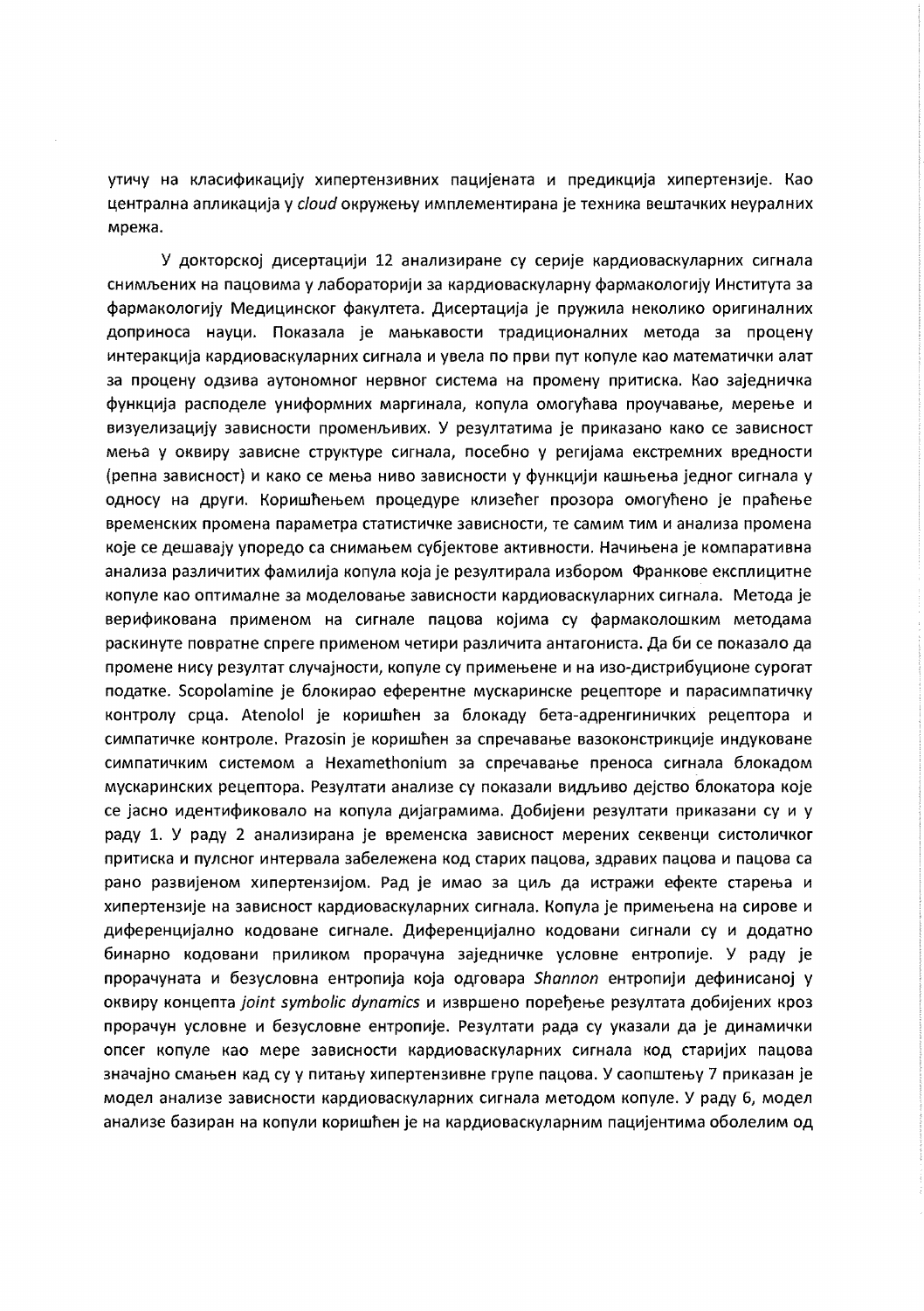утичу на класификацију хипертензивних пацијената и предикција хипертензије. Као централна апликација у *cloud* окружењу имплементирана је техника вештачких неуралних мрежа.

У докторској дисертацији 12 анализиране су серије кардиоваскуларних сигнала снимљених на пацовима у лабораторији за кардиоваскуларну фармакологију Института за фармакологију Медицинског факултета. Дисертација је пружила неколико оригиналних доприноса науци. Показала је мањкавости традиционалних метода за процену интеракција кардиоваскуларних сигнала и увела по први пут копуле као математички алат за процену одзива аутономног нервног система на промену притиска. Као заједничка функција расподеле униформних маргинала, копула омогућава проучавање, мерење и визуелизацију зависности променљивих. У резултатима је приказано како се зависност мења у оквиру зависне структуре сигнала, посебно у регијама екстремних вредности (репна зависност) и како се мења ниво зависности у функцији кашњења једног сигнала у односу на други. Коришћењем процедуре клизећег прозора омогућено је праћење временских промена параметра статистичке зависности, те самим тим и анализа промена које се дешавају упоредо са снимањем субјектове активности. Начињена је компаративна анализа различитих фамилија копула која је резултирала избором Франкове експлицитне копуле као оптималне за моделовање зависности кардиоваскуларних сигнала. Метода је верификована применом на сигнале пацова којима су фармаколошким методама раскинуте повратне спреге применом четири различита антагониста. Да би се показало да промене нису резултат случајности, копуле су примењене и на изо-дистрибуционе сурогат податке. Scopolamine је блокирао еферентне мускаринске рецепторе и парасимпатичку контролу срца. Atenolol је коришћен за блокаду бета-адренгиничких рецептора и симпатичке контроле. Prazosin је коришћен за спречавање вазоконстрикције индуковане симпатичким системом а Hexamethonium за спречавање преноса сигнала блокадом мускаринских рецептора. Резултати анализе су показали видљиво дејство блокатора које се јасно идентификовало на копула дијаграмима. Добијени резултати приказани су и у раду 1. У раду 2 анализирана је временска зависност мерених секвенци систоличког притиска и пулсног интервала забележена код старих пацова, здравих пацова и пацова са рано развијеном хипертензијом. Рад је имао за циљ да истражи ефекте старења и хипертензије на зависност кардиоваскуларних сигнала. Копула је примењена на сирове и диференцијално кодоване сигнале. Диференцијално кодовани сигнали су и додатно бинарно кодовани приликом прорачуна заједничке условне ентропије. У раду је прорачуната и безусловна ентропија која одговара *Shannon* ентропији дефинисаној у оквиру концепта *joint symbolic dynamics* и извршено поређење резултата добијених кроз прорачун условне и безусловне ентропије. Резултати рада су указали да је динамички опсег копуле као мере зависности кардиоваскуларних сигнала код старијих пацова значајно смањен кад су у питању хипертензивне групе пацова. У саопштењу 7 приказан је модел анализе зависности кардиоваскуларних сигнала методом копуле. У раду 6, модел анализе базиран на копули коришћен је на кардиоваскуларним пацијентима оболелим од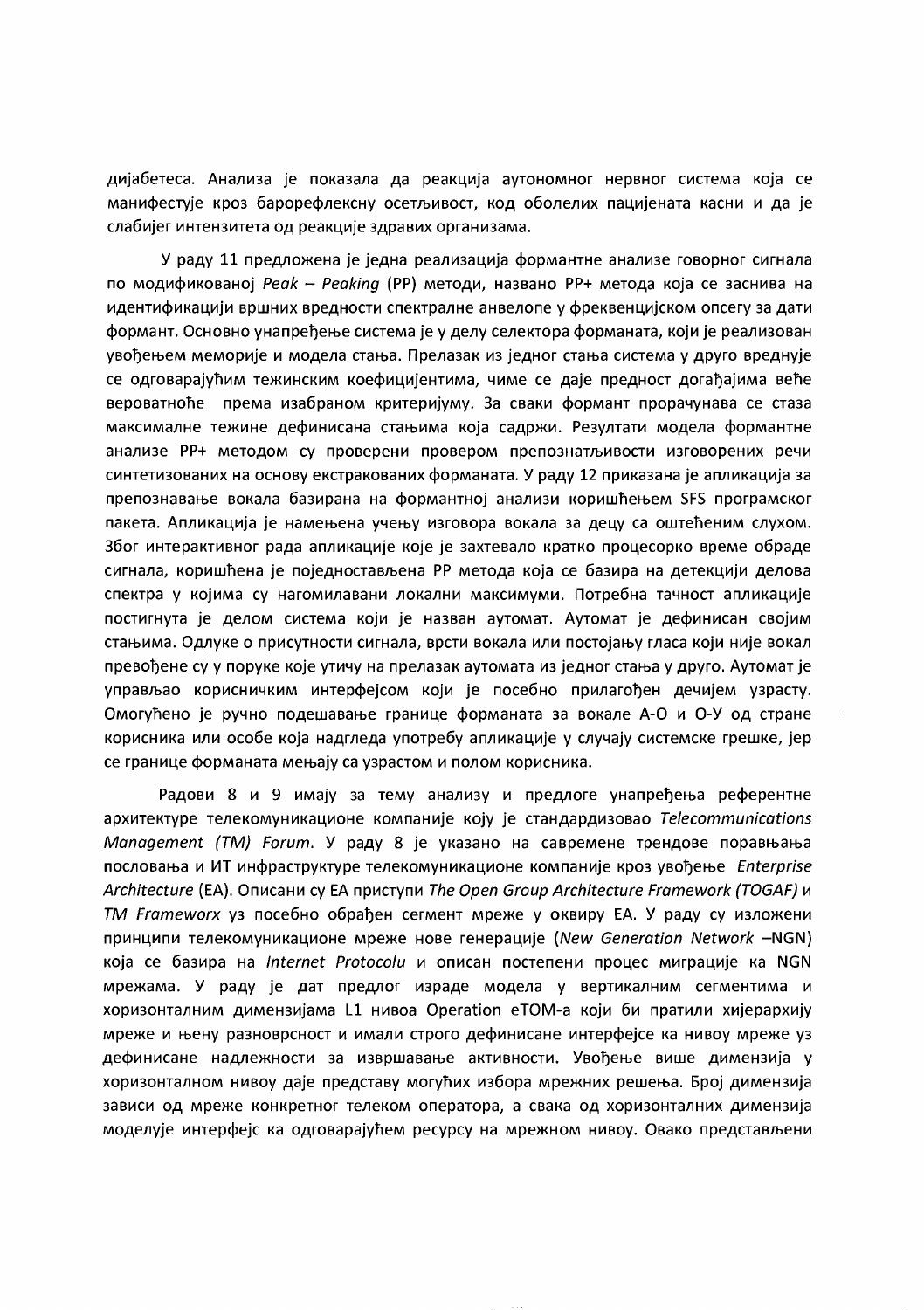дијабетеса. Анализа је показала да реакција аутономног нервног система која се манифестује кроз барорефлексну осетљивост, код оболелих пацијената касни и да је слабијег интензитета од реакције здравих организама.

У раду 11 предложена је једна реализација формантне анализе говорног сигнала по модификованој *Peak – Peaking* (PP) методи, названо PP+ метода која се заснива на идентификацији вршних вредности спектралне анвелопе у фреквенцијском опсегу за дати формант. Основно унапређење система је у делу селектора форманата, који је реализован увођењем меморије и модела стања. Прелазак из једног стања система у друго вреднује се одговарајућим тежинским коефицијентима, чиме се даје предност догађајима веће вероватноће према изабраном критеријуму. За сваки формант прорачунава се стаза максималне тежине дефинисана стањима која садржи. Резултати модела формантне анализе PP+ методом су проверени провером препознатљивости изговорених речи синтетизованих на основу екстракованих форманата. У раду 12 приказана је апликација за препознавање вокала базирана на формантној анализи коришћењем SFS програмског пакета. Апликација је намењена учењу изговора вокала за децу са оштећеним слухом. Због интерактивног рада апликације које је захтевало кратко процесорко време обраде сигнала, коришћена је поједностављена PP метода која се базира на детекцији делова спектра у којима су нагомилавани локални максимуми. Потребна тачност апликације постигнута је делом система који је назван аутомат. Аутомат је дефинисан својим стањима. Одлуке о присутности сигнала, врсти вокала или постојању гласа који није вокал превођене су у поруке које утичу на прелазак аутомата из једног стања у друго. Аутомат је управљао корисничким интерфејсом који је посебно прилагођен дечијем узрасту. Омогућено је ручно подешавање границе форманата за вокале А-О и О-У од стране корисника или особе која надгледа употребу апликације у случају системске грешке, јер се границе форманата мењају са узрастом и полом корисника.

Радови 8 и 9 имају за тему анализу и предлоге унапређења референтне архитектуре телекомуникационе компаније коју је стандардизовао *Telecommunications Management (TM) Forum*. У раду 8 је указано на савремене трендове поравњања пословања и ИТ инфраструктуре телекомуникационе компаније кроз увођење *Enterprise Architecture* (EA). Описани су EA приступи *The Open Group Architecture Framework (TOGAF)* и *TM Frameworx* уз посебно обрађен сегмент мреже у оквиру EA. У раду су изложени принципи телекомуникационе мреже нове генерације (*New Generation Network* –NGN) која се базира на *Internet Protocolu* и описан постепени процес миграције ка NGN мрежама. У раду је дат предлог израде модела у вертикалним сегментима и хоризонталним димензијама L1 нивоа Operation eTOM-а који би пратили хијерархију мреже и њену разноврсност и имали строго дефинисане интерфејсе ка нивоу мреже уз дефинисане надлежности за извршавање активности. Увођење више димензија у хоризонталном нивоу даје представу могућих избора мрежних решења. Број димензија зависи од мреже конкретног телеком оператора, а свака од хоризонталних димензија моделује интерфејс ка одговарајућем ресурсу на мрежном нивоу. Овако представљени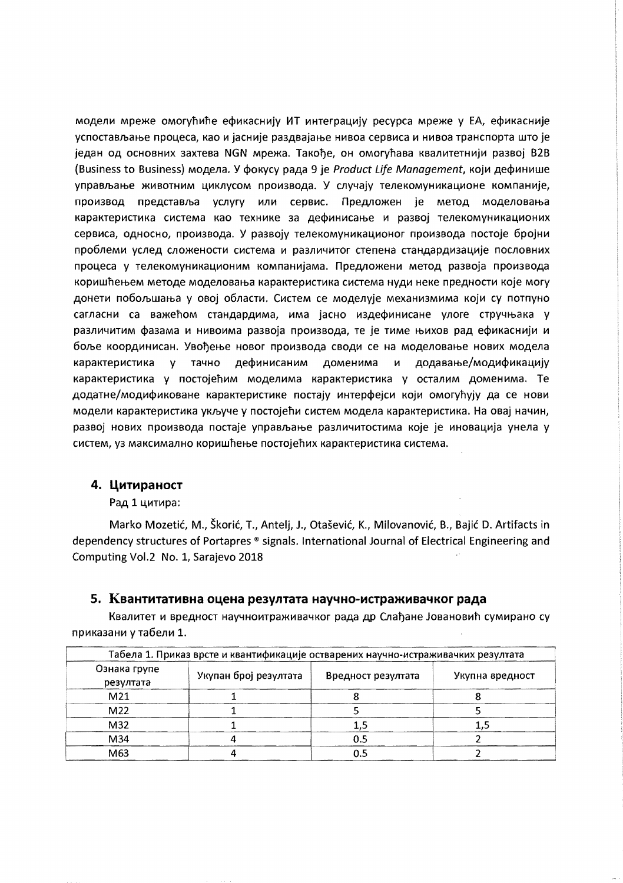модели мреже омогућиће ефикаснију ИТ интеграцију ресурса мреже у ЕА, ефикасније успостављање процеса, као и јасније раздвајање нивоа сервиса и нивоа транспорта што је један од основних захтева NGN мрежа. Такође, он омогућава квалитетнији развој B2B (Business to Business) модела. У фокусу рада 9 је *Product Life Management*, који дефинише управљање животним циклусом производа. У случају телекомуникационе компаније, производ представља услугу или сервис. Предложен је метод моделовања карактеристика система као технике за дефинисање и развој телекомуникационих сервиса, односно, производа. У развоју телекомуникационог производа постоје бројни проблеми услед сложености система и различитог степена стандардизације пословних процеса у телекомуникационим компанијама. Предложени метод развоја производа коришћењем методе моделовања карактеристика система нуди неке предности које могу донети побољшања у овој области. Систем се моделује механизмима који су потпуно сагласни са важећом стандардима, има јасно издефинисане улоге стручњака у различитим фазама и нивоима развоја производа, те је тиме њихов рад ефикаснији и боље координисан. Увођење новог производа своди се на моделовање нових модела карактеристика у тачно дефинисаним доменима и додавање/модификацију карактеристика у постојећим моделима карактеристика у осталим доменима. Те додатне/модификоване карактеристике постају интерфејси који омогућују да се нови модели карактеристика укључе у постојећи систем модела карактеристика. На овај начин, развој нових производа постаје управљање различитостима које је иновација унела у систем, уз максимално коришћење постојећих карактеристика система.

## 4. Цитираност

Рад 1 цитира:

Marko Mozetić, M., Škorić, T., Antelj, J., Otašević, K., Milovanović, B., Bajić D. Artifacts in dependency structures of Portapres ® signals. International Journal of Electrical Engineering and Computing Vol.2 No. 1, Sarajevo 2018

## 5. Квантитативна оцена резултата научно-истраживачког рада

Квалитет и вредност научноитраживачког рада др Слађане Јовановић сумирано су приказани у табели 1.

Табела 1. Приказ врсте и квантификације остварених научно-истраживачких резултата

| Ознака групе резултата | Укупан број резултата | Вредност резултата | Укупна вредност |
|---|---|---|---|
| M21 | 1 | 8 | 8 |
| M22 | 1 | 5 | 5 |
| M32 | 1 | 1,5 | 1,5 |
| M34 | 4 | 0.5 | 2 |
| M63 | 4 | 0.5 | 2 |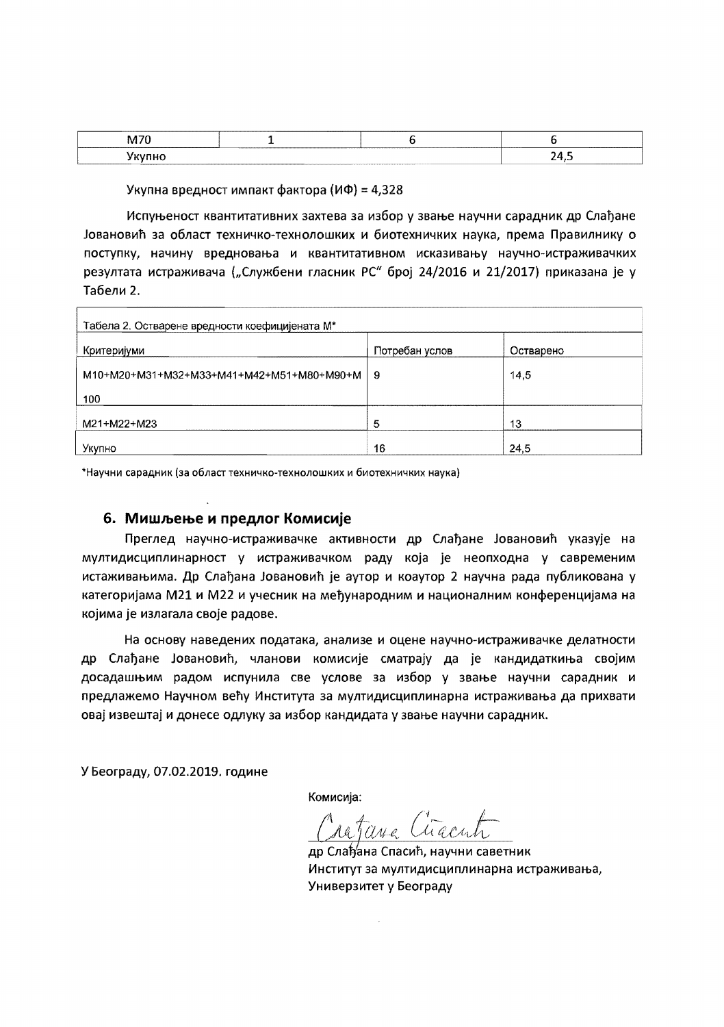| M70 | 1 | 6 | 6 |
| --- | --- | --- | --- |
| Укупно | | | 24,5 |

Укупна вредност импакт фактора (ИФ) = 4,328

Испуњеност квантитативних захтева за избор у звање научни сарадник др Слађане Јовановић за област техничко-технолошких и биотехничких наука, према Правилнику о поступку, начину вредновања и квантитативном исказивању научно-истраживачких резултата истраживача („Службени гласник РС" број 24/2016 и 21/2017) приказана је у Табели 2.

Табела 2. Остварене вредности коефицијената M*

| Критеријуми | Потребан услов | Остварено |
| --- | --- | --- |
| M10+M20+M31+M32+M33+M41+M42+M51+M80+M90+M100 | 9 | 14,5 |
| M21+M22+M23 | 5 | 13 |
| Укупно | 16 | 24,5 |

*Научни сарадник (за област техничко-технолошких и биотехничких наука)

## 6. Мишљење и предлог Комисије

Преглед научно-истраживачке активности др Слађане Јовановић указује на мултидисциплинарност у истраживачком раду која је неопходна у савременим истаживањима. Др Слађана Јовановић је аутор и коаутор 2 научна рада публикована у категоријама M21 и M22 и учесник на међународним и националним конференцијама на којима је излагала своје радове.

На основу наведених података, анализе и оцене научно-истраживачке делатности др Слађане Јовановић, чланови комисије сматрају да је кандидаткиња својим досадашњим радом испунила све услове за избор у звање научни сарадник и предлажемо Научном већу Института за мултидисциплинарна истраживања да прихвати овај извештај и донесе одлуку за избор кандидата у звање научни сарадник.

У Београду, 07.02.2019. године

Комисија:

др Слађана Спасић, научни саветник
Институт за мултидисциплинарна истраживања,
Универзитет у Београду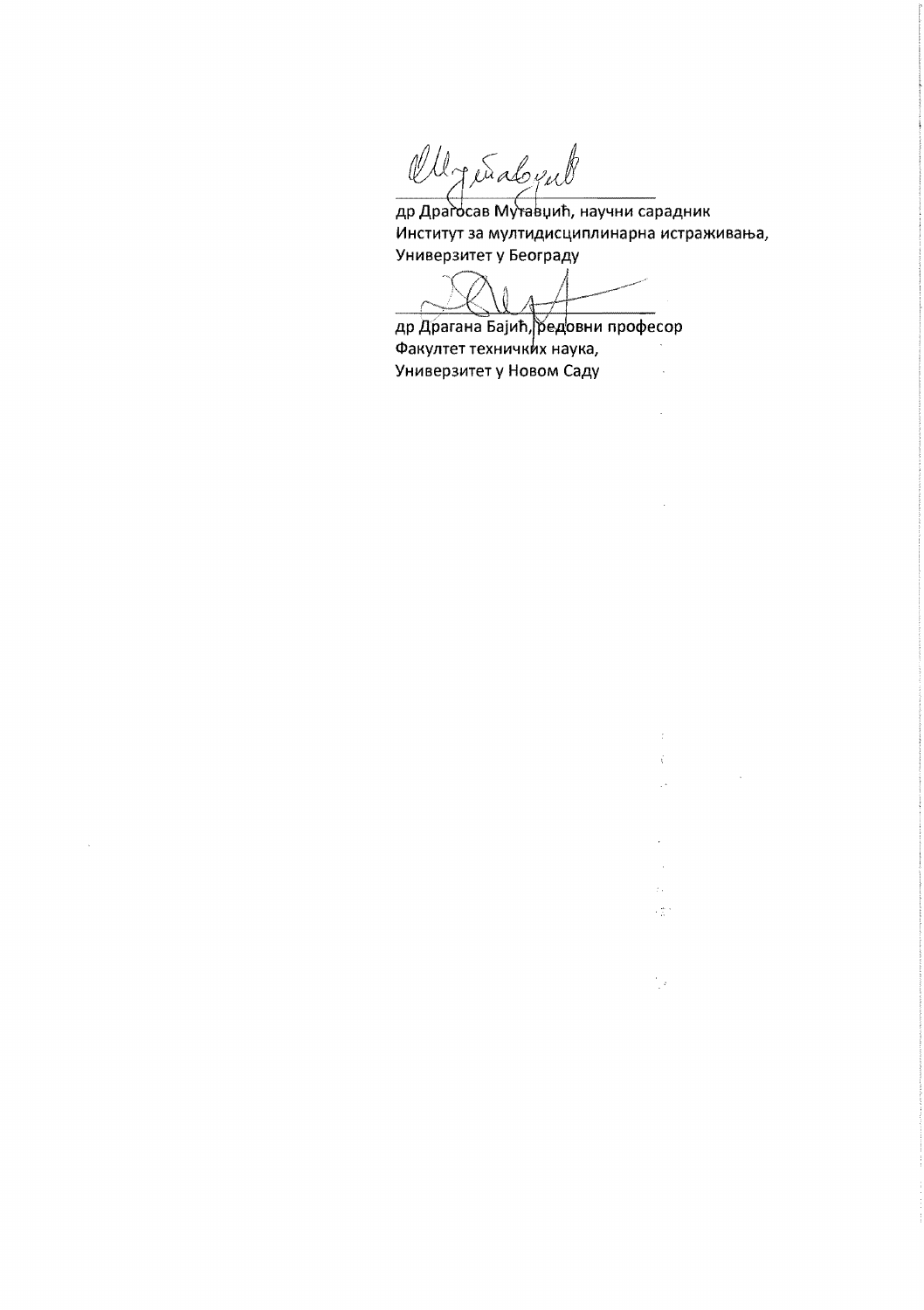\_\_\_\_\_\_\_\_\_\_\_\_\_\_\_\_\_\_\_\_\_\_\_\_\_\_\_\_\_\_

др Драгосав Мутавџић, научни сарадник
Институт за мултидисциплинарна истраживања,
Универзитет у Београду

\_\_\_\_\_\_\_\_\_\_\_\_\_\_\_\_\_\_\_\_\_\_\_\_\_\_\_\_\_\_

др Драгана Бајић, редовни професор
Факултет техничких наука,
Универзитет у Новом Саду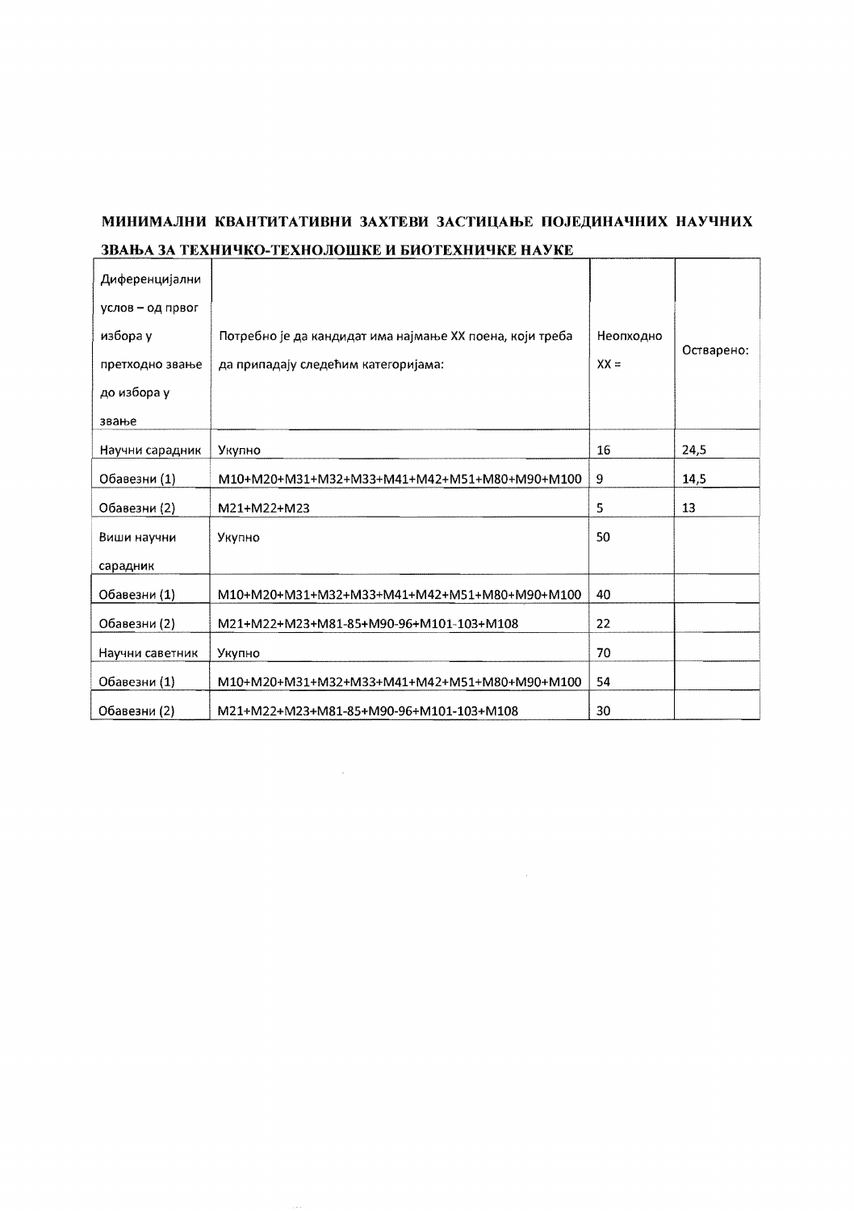**МИНИМАЛНИ КВАНТИТАТИВНИ ЗАХТЕВИ ЗАСТИЦАЊЕ ПОЈЕДИНАЧНИХ НАУЧНИХ ЗВАЊА ЗА ТЕХНИЧКО-ТЕХНОЛОШКЕ И БИОТЕХНИЧКЕ НАУКЕ**

| Диференцијални услов – од првог избора у претходно звање до избора у звање | Потребно је да кандидат има најмање XX поена, који треба да припадају следећим категоријама: | Неопходно XX = | Остварено: |
|---|---|---|---|
| Научни сарадник | Укупно | 16 | 24,5 |
| Обавезни (1) | M10+M20+M31+M32+M33+M41+M42+M51+M80+M90+M100 | 9 | 14,5 |
| Обавезни (2) | M21+M22+M23 | 5 | 13 |
| Виши научни сарадник | Укупно | 50 | |
| Обавезни (1) | M10+M20+M31+M32+M33+M41+M42+M51+M80+M90+M100 | 40 | |
| Обавезни (2) | M21+M22+M23+M81-85+M90-96+M101-103+M108 | 22 | |
| Научни саветник | Укупно | 70 | |
| Обавезни (1) | M10+M20+M31+M32+M33+M41+M42+M51+M80+M90+M100 | 54 | |
| Обавезни (2) | M21+M22+M23+M81-85+M90-96+M101-103+M108 | 30 | |